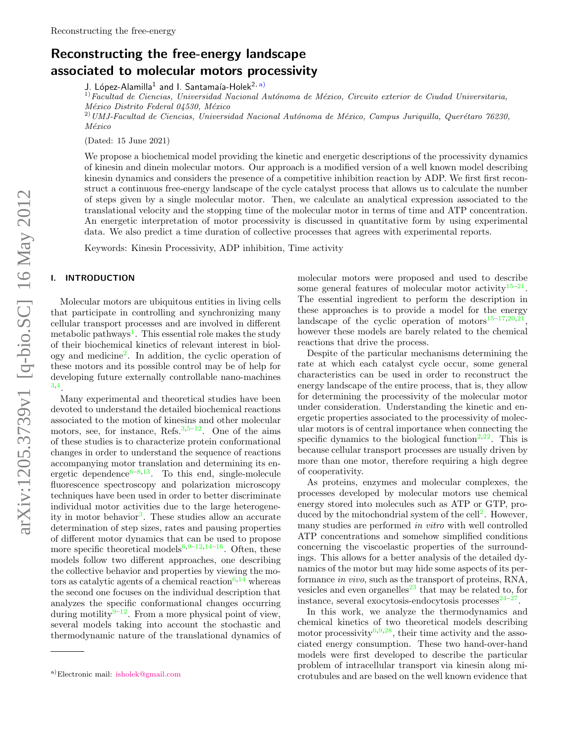# Reconstructing the free-energy landscape associated to molecular motors processivity

J. López-Alamilla[1] and I. Santamaía-Holek[2, a)]

[1] *Facultad de Ciencias, Universidad Nacional Autónoma de México, Circuito exterior de Ciudad Universitaria, México Distrito Federal 04530, México*

[2] *UMJ-Facultad de Ciencias, Universidad Nacional Autónoma de México, Campus Juriquilla, Querétaro 76230, México*

(Dated: 15 June 2021)

We propose a biochemical model providing the kinetic and energetic descriptions of the processivity dynamics of kinesin and dinein molecular motors. Our approach is a modified version of a well known model describing kinesin dynamics and considers the presence of a competitive inhibition reaction by ADP. We first first reconstruct a continuous free-energy landscape of the cycle catalyst process that allows us to calculate the number of steps given by a single molecular motor. Then, we calculate an analytical expression associated to the translational velocity and the stopping time of the molecular motor in terms of time and ATP concentration. An energetic interpretation of motor processivity is discussed in quantitative form by using experimental data. We also predict a time duration of collective processes that agrees with experimental reports.

Keywords: Kinesin Processivity, ADP inhibition, Time activity

## I. INTRODUCTION

Molecular motors are ubiquitous entities in living cells that participate in controlling and synchronizing many cellular transport processes and are involved in different metabolic pathways[1]. This essential role makes the study of their biochemical kinetics of relevant interest in biology and medicine[2]. In addition, the cyclic operation of these motors and its possible control may be of help for developing future externally controllable nano-machines [3,4].

Many experimental and theoretical studies have been devoted to understand the detailed biochemical reactions associated to the motion of kinesins and other molecular motors, see, for instance, Refs.[3,5–12]. One of the aims of these studies is to characterize protein conformational changes in order to understand the sequence of reactions accompanying motor translation and determining its energetic dependence[6–8,13]. To this end, single-molecule fluorescence spectroscopy and polarization microscopy techniques have been used in order to better discriminate individual motor activities due to the large heterogeneity in motor behavior[3]. These studies allow an accurate determination of step sizes, rates and pausing properties of different motor dynamics that can be used to propose more specific theoretical models[6,9–12,14–16]. Often, these models follow two different approaches, one describing the collective behavior and properties by viewing the motors as catalytic agents of a chemical reaction[6,14] whereas the second one focuses on the individual description that analyzes the specific conformational changes occurring during motility[9–12]. From a more physical point of view, several models taking into account the stochastic and thermodynamic nature of the translational dynamics of molecular motors were proposed and used to describe some general features of molecular motor activity[15–21]. The essential ingredient to perform the description in these approaches is to provide a model for the energy landscape of the cyclic operation of motors[15–17,20,21], however these models are barely related to the chemical reactions that drive the process.

Despite of the particular mechanisms determining the rate at which each catalyst cycle occur, some general characteristics can be used in order to reconstruct the energy landscape of the entire process, that is, they allow for determining the processivity of the molecular motor under consideration. Understanding the kinetic and energetic properties associated to the processivity of molecular motors is of central importance when connecting the specific dynamics to the biological function[2,22]. This is because cellular transport processes are usually driven by more than one motor, therefore requiring a high degree of cooperativity.

As proteins, enzymes and molecular complexes, the processes developed by molecular motors use chemical energy stored into molecules such as ATP or GTP, produced by the mitochondrial system of the cell[2]. However, many studies are performed *in vitro* with well controlled ATP concentrations and somehow simplified conditions concerning the viscoelastic properties of the surroundings. This allows for a better analysis of the detailed dynamics of the motor but may hide some aspects of its performance *in vivo*, such as the transport of proteins, RNA, vesicles and even organelles[23] that may be related to, for instance, several exocytosis-endocytosis processes[24–27].

In this work, we analyze the thermodynamics and chemical kinetics of two theoretical models describing motor processivity[6,9,28], their time activity and the associated energy consumption. These two hand-over-hand models were first developed to describe the particular problem of intracellular transport via kinesin along microtubules and are based on the well known evidence that

a)Electronic mail: isholek@gmail.com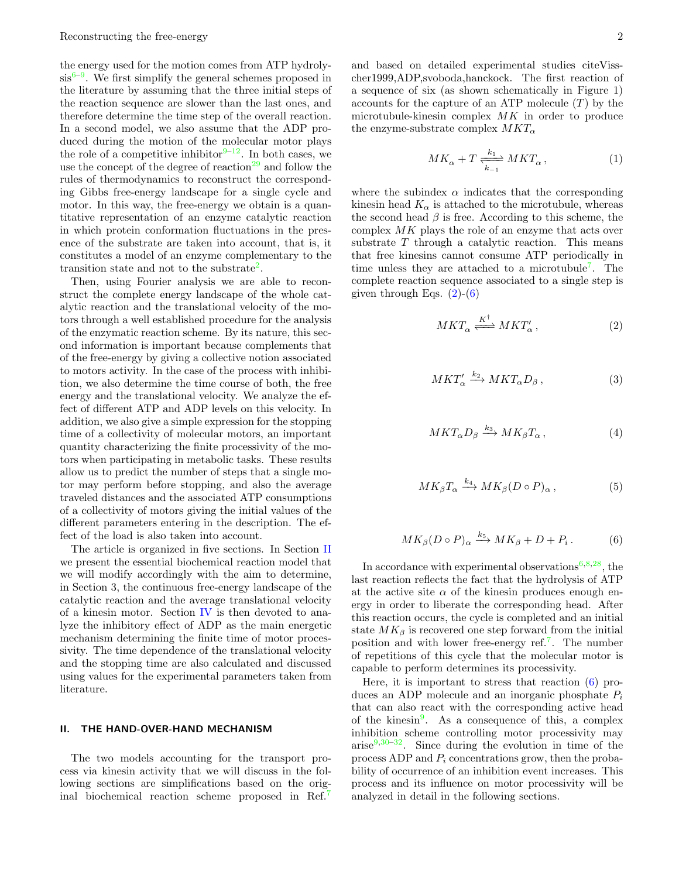the energy used for the motion comes from ATP hydrolysis[6–9]. We first simplify the general schemes proposed in the literature by assuming that the three initial steps of the reaction sequence are slower than the last ones, and therefore determine the time step of the overall reaction. In a second model, we also assume that the ADP produced during the motion of the molecular motor plays the role of a competitive inhibitor[9–12]. In both cases, we use the concept of the degree of reaction[29] and follow the rules of thermodynamics to reconstruct the corresponding Gibbs free-energy landscape for a single cycle and motor. In this way, the free-energy we obtain is a quantitative representation of an enzyme catalytic reaction in which protein conformation fluctuations in the presence of the substrate are taken into account, that is, it constitutes a model of an enzyme complementary to the transition state and not to the substrate[2].

Then, using Fourier analysis we are able to reconstruct the complete energy landscape of the whole catalytic reaction and the translational velocity of the motors through a well established procedure for the analysis of the enzymatic reaction scheme. By its nature, this second information is important because complements that of the free-energy by giving a collective notion associated to motors activity. In the case of the process with inhibition, we also determine the time course of both, the free energy and the translational velocity. We analyze the effect of different ATP and ADP levels on this velocity. In addition, we also give a simple expression for the stopping time of a collectivity of molecular motors, an important quantity characterizing the finite processivity of the motors when participating in metabolic tasks. These results allow us to predict the number of steps that a single motor may perform before stopping, and also the average traveled distances and the associated ATP consumptions of a collectivity of motors giving the initial values of the different parameters entering in the description. The effect of the load is also taken into account.

The article is organized in five sections. In Section II we present the essential biochemical reaction model that we will modify accordingly with the aim to determine, in Section 3, the continuous free-energy landscape of the catalytic reaction and the average translational velocity of a kinesin motor. Section IV is then devoted to analyze the inhibitory effect of ADP as the main energetic mechanism determining the finite time of motor processivity. The time dependence of the translational velocity and the stopping time are also calculated and discussed using values for the experimental parameters taken from literature.

## II. THE HAND-OVER-HAND MECHANISM

The two models accounting for the transport process via kinesin activity that we will discuss in the following sections are simplifications based on the original biochemical reaction scheme proposed in Ref.[7] and based on detailed experimental studies citeVisscher1999,ADP,svoboda,hanckock. The first reaction of a sequence of six (as shown schematically in Figure 1) accounts for the capture of an ATP molecule ($T$) by the microtubule-kinesin complex $MK$ in order to produce the enzyme-substrate complex $MKT_\alpha$

$$MK_\alpha + T \underset{k_{-1}}{\overset{k_1}{\rightleftharpoons}} MKT_\alpha\,, \tag{1}$$

where the subindex $\alpha$ indicates that the corresponding kinesin head $K_\alpha$ is attached to the microtubule, whereas the second head $\beta$ is free. According to this scheme, the complex $MK$ plays the role of an enzyme that acts over substrate $T$ through a catalytic reaction. This means that free kinesins cannot consume ATP periodically in time unless they are attached to a microtubule[7]. The complete reaction sequence associated to a single step is given through Eqs. (2)-(6)

$$MKT_\alpha \overset{K^\dagger}{\rightleftharpoons} MKT'_\alpha\,, \tag{2}$$

$$MKT'_\alpha \xrightarrow{k_2} MKT_\alpha D_\beta\,, \tag{3}$$

$$MKT_\alpha D_\beta \xrightarrow{k_3} MK_\beta T_\alpha\,, \tag{4}$$

$$MK_\beta T_\alpha \xrightarrow{k_4} MK_\beta (D\circ P)_\alpha\,, \tag{5}$$

$$MK_\beta (D\circ P)_\alpha \xrightarrow{k_5} MK_\beta + D + P_i\,. \tag{6}$$

In accordance with experimental observations[6,8,28], the last reaction reflects the fact that the hydrolysis of ATP at the active site $\alpha$ of the kinesin produces enough energy in order to liberate the corresponding head. After this reaction occurs, the cycle is completed and an initial state $MK_\beta$ is recovered one step forward from the initial position and with lower free-energy ref.[7]. The number of repetitions of this cycle that the molecular motor is capable to perform determines its processivity.

Here, it is important to stress that reaction (6) produces an ADP molecule and an inorganic phosphate $P_i$ that can also react with the corresponding active head of the kinesin[9]. As a consequence of this, a complex inhibition scheme controlling motor processivity may arise[9,30–32]. Since during the evolution in time of the process ADP and $P_i$ concentrations grow, then the probability of occurrence of an inhibition event increases. This process and its influence on motor processivity will be analyzed in detail in the following sections.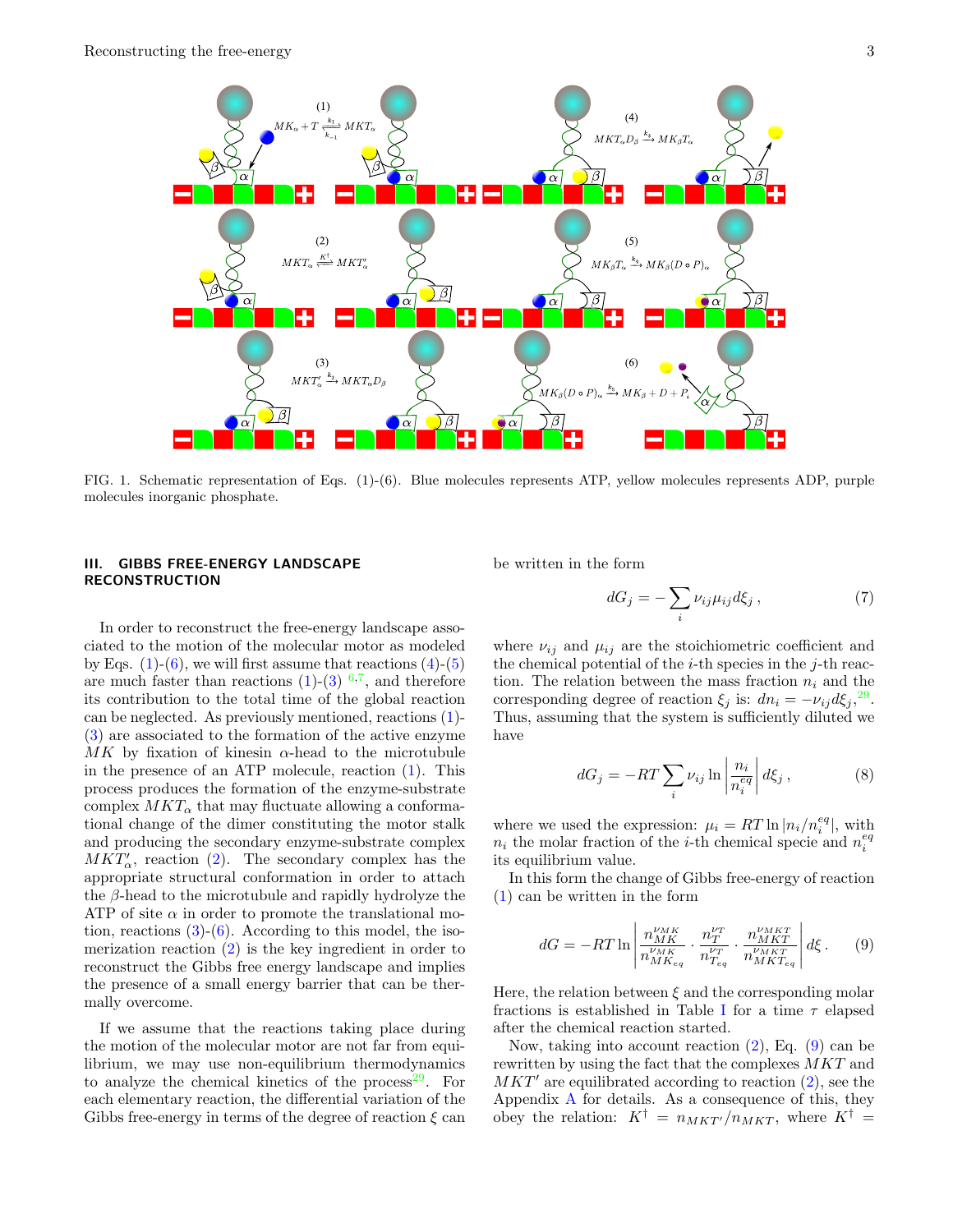FIG. 1. Schematic representation of Eqs. (1)-(6). Blue molecules represents ATP, yellow molecules represents ADP, purple molecules inorganic phosphate.

## III. GIBBS FREE-ENERGY LANDSCAPE RECONSTRUCTION

In order to reconstruct the free-energy landscape associated to the motion of the molecular motor as modeled by Eqs. (1)-(6), we will first assume that reactions (4)-(5) are much faster than reactions (1)-(3) [6,7], and therefore its contribution to the total time of the global reaction can be neglected. As previously mentioned, reactions (1)-(3) are associated to the formation of the active enzyme $MK$ by fixation of kinesin $\alpha$-head to the microtubule in the presence of an ATP molecule, reaction (1). This process produces the formation of the enzyme-substrate complex $MKT_\alpha$ that may fluctuate allowing a conformational change of the dimer constituting the motor stalk and producing the secondary enzyme-substrate complex $MKT'_\alpha$, reaction (2). The secondary complex has the appropriate structural conformation in order to attach the $\beta$-head to the microtubule and rapidly hydrolyze the ATP of site $\alpha$ in order to promote the translational motion, reactions (3)-(6). According to this model, the isomerization reaction (2) is the key ingredient in order to reconstruct the Gibbs free energy landscape and implies the presence of a small energy barrier that can be thermally overcome.

If we assume that the reactions taking place during the motion of the molecular motor are not far from equilibrium, we may use non-equilibrium thermodynamics to analyze the chemical kinetics of the process[29]. For each elementary reaction, the differential variation of the Gibbs free-energy in terms of the degree of reaction $\xi$ can be written in the form

$$dG_j = -\sum_i \nu_{ij}\mu_{ij}d\xi_j \,, \tag{7}$$

where $\nu_{ij}$ and $\mu_{ij}$ are the stoichiometric coefficient and the chemical potential of the $i$-th species in the $j$-th reaction. The relation between the mass fraction $n_i$ and the corresponding degree of reaction $\xi_j$ is: $dn_i = -\nu_{ij}d\xi_j$,[29]. Thus, assuming that the system is sufficiently diluted we have

$$dG_j = -RT\sum_i \nu_{ij}\ln\left|\frac{n_i}{n_i^{eq}}\right|d\xi_j \,, \tag{8}$$

where we used the expression: $\mu_i = RT\ln|n_i/n_i^{eq}|$, with $n_i$ the molar fraction of the $i$-th chemical specie and $n_i^{eq}$ its equilibrium value.

In this form the change of Gibbs free-energy of reaction (1) can be written in the form

$$dG = -RT\ln\left|\frac{n_{MK}^{\nu_{MK}}}{n_{MK_{eq}}^{\nu_{MK}}}\cdot\frac{n_T^{\nu_T}}{n_{T_{eq}}^{\nu_T}}\cdot\frac{n_{MKT}^{\nu_{MKT}}}{n_{MKT_{eq}}^{\nu_{MKT}}}\right|d\xi \,. \tag{9}$$

Here, the relation between $\xi$ and the corresponding molar fractions is established in Table I for a time $\tau$ elapsed after the chemical reaction started.

Now, taking into account reaction (2), Eq. (9) can be rewritten by using the fact that the complexes $MKT$ and $MKT'$ are equilibrated according to reaction (2), see the Appendix A for details. As a consequence of this, they obey the relation: $K^\dagger = n_{MKT'}/n_{MKT}$, where $K^\dagger =$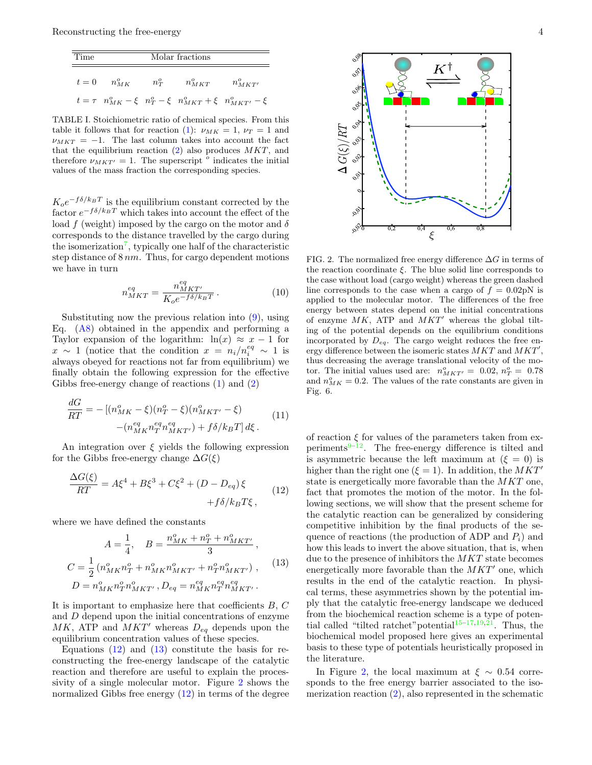| Time | Molar fractions | | | |
|---|---|---|---|---|
| $t=0$ | $n^o_{MK}$ | $n^o_T$ | $n^o_{MKT}$ | $n^o_{MKT'}$ |
| $t=\tau$ | $n^o_{MK}-\xi$ | $n^o_T-\xi$ | $n^o_{MKT}+\xi$ | $n^o_{MKT'}-\xi$ |

TABLE I. Stoichiometric ratio of chemical species. From this table it follows that for reaction (1): $\nu_{MK}=1$, $\nu_T=1$ and $\nu_{MKT}=-1$. The last column takes into account the fact that the equilibrium reaction (2) also produces $MKT$, and therefore $\nu_{MKT'}=1$. The superscript $^o$ indicates the initial values of the mass fraction the corresponding species.

$K_o e^{-f\delta/k_BT}$ is the equilibrium constant corrected by the factor $e^{-f\delta/k_BT}$ which takes into account the effect of the load $f$ (weight) imposed by the cargo on the motor and $\delta$ corresponds to the distance travelled by the cargo during the isomerization[7], typically one half of the characteristic step distance of $8\,nm$. Thus, for cargo dependent motions we have in turn

$$n^{eq}_{MKT}=\frac{n^{eq}_{MKT'}}{K_o e^{-f\delta/k_BT}}\,. \tag{10}$$

Substituting now the previous relation into (9), using Eq. (A8) obtained in the appendix and performing a Taylor expansion of the logarithm: $\ln(x)\approx x-1$ for $x\sim 1$ (notice that the condition $x=n_i/n_i^{eq}\sim 1$ is always obeyed for reactions not far from equilibrium) we finally obtain the following expression for the effective Gibbs free-energy change of reactions (1) and (2)

$$\frac{dG}{RT}=-\left[(n^o_{MK}-\xi)(n^o_T-\xi)(n^o_{MKT'}-\xi)\right.\\ \left.-(n^{eq}_{MK}n^{eq}_T n^{eq}_{MKT'})+f\delta/k_BT\right]d\xi\,. \tag{11}$$

An integration over $\xi$ yields the following expression for the Gibbs free-energy change $\Delta G(\xi)$

$$\frac{\Delta G(\xi)}{RT}=A\xi^4+B\xi^3+C\xi^2+(D-D_{eq})\,\xi\\ +f\delta/k_BT\xi\,, \tag{12}$$

where we have defined the constants

$$A=\frac{1}{4},\quad B=\frac{n^o_{MK}+n^o_T+n^o_{MKT'}}{3}\,,\\ C=\frac{1}{2}\left(n^o_{MK}n^o_T+n^o_{MK}n^o_{MKT'}+n^o_T n^o_{MKT'}\right)\,,\\ D=n^o_{MK}n^o_T n^o_{MKT'}\,,D_{eq}=n^{eq}_{MK}n^{eq}_T n^{eq}_{MKT'}\,. \tag{13}$$

It is important to emphasize here that coefficients $B$, $C$ and $D$ depend upon the initial concentrations of enzyme $MK$, ATP and $MKT'$ whereas $D_{eq}$ depends upon the equilibrium concentration values of these species.

Equations (12) and (13) constitute the basis for reconstructing the free-energy landscape of the catalytic reaction and therefore are useful to explain the processivity of a single molecular motor. Figure 2 shows the normalized Gibbs free energy (12) in terms of the degree of reaction $\xi$ for values of the parameters taken from experiments[9–12]. The free-energy difference is tilted and is asymmetric because the left maximum at ($\xi=0$) is higher than the right one ($\xi=1$). In addition, the $MKT'$ state is energetically more favorable than the $MKT$ one, fact that promotes the motion of the motor. In the following sections, we will show that the present scheme for the catalytic reaction can be generalized by considering competitive inhibition by the final products of the sequence of reactions (the production of ADP and $P_i$) and how this leads to invert the above situation, that is, when due to the presence of inhibitors the $MKT$ state becomes energetically more favorable than the $MKT'$ one, which results in the end of the catalytic reaction. In physical terms, these asymmetries shown by the potential imply that the catalytic free-energy landscape we deduced from the biochemical reaction scheme is a type of potential called "tilted ratchet"potential[15–17,19,21]. Thus, the biochemical model proposed here gives an experimental basis to these type of potentials heuristically proposed in the literature.

FIG. 2. The normalized free energy difference $\Delta G$ in terms of the reaction coordinate $\xi$. The blue solid line corresponds to the case without load (cargo weight) whereas the green dashed line corresponds to the case when a cargo of $f=0.02$pN is applied to the molecular motor. The differences of the free energy between states depend on the initial concentrations of enzyme $MK$, ATP and $MKT'$ whereas the global tilting of the potential depends on the equilibrium conditions incorporated by $D_{eq}$. The cargo weight reduces the free energy difference between the isomeric states $MKT$ and $MKT'$, thus decreasing the average translational velocity of the motor. The initial values used are: $n^o_{MKT'}=0.02$, $n^o_T=0.78$ and $n^o_{MK}=0.2$. The values of the rate constants are given in Fig. 6.

In Figure 2, the local maximum at $\xi\sim 0.54$ corresponds to the free energy barrier associated to the isomerization reaction (2), also represented in the schematic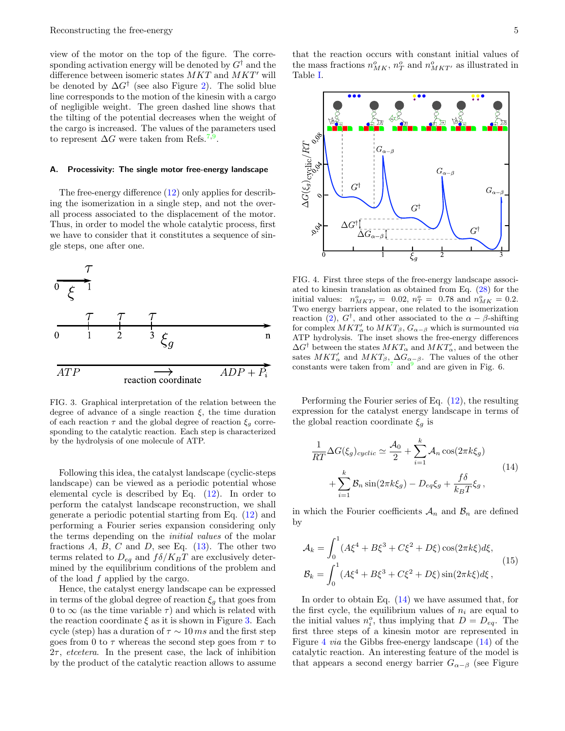view of the motor on the top of the figure. The corresponding activation energy will be denoted by $G^{\dagger}$ and the difference between isomeric states $MKT$ and $MKT'$ will be denoted by $\Delta G^{\dagger}$ (see also Figure 2). The solid blue line corresponds to the motion of the kinesin with a cargo of negligible weight. The green dashed line shows that the tilting of the potential decreases when the weight of the cargo is increased. The values of the parameters used to represent $\Delta G$ were taken from Refs.[7,9].

### A. Processivity: The single motor free-energy landscape

The free-energy difference (12) only applies for describing the isomerization in a single step, and not the overall process associated to the displacement of the motor. Thus, in order to model the whole catalytic process, first we have to consider that it constitutes a sequence of single steps, one after one.

FIG. 3. Graphical interpretation of the relation between the degree of advance of a single reaction $\xi$, the time duration of each reaction $\tau$ and the global degree of reaction $\xi_g$ corresponding to the catalytic reaction. Each step is characterized by the hydrolysis of one molecule of ATP.

Following this idea, the catalyst landscape (cyclic-steps landscape) can be viewed as a periodic potential whose elemental cycle is described by Eq. (12). In order to perform the catalyst landscape reconstruction, we shall generate a periodic potential starting from Eq. (12) and performing a Fourier series expansion considering only the terms depending on the *initial values* of the molar fractions $A$, $B$, $C$ and $D$, see Eq. (13). The other two terms related to $D_{eq}$ and $f\delta/K_BT$ are exclusively determined by the equilibrium conditions of the problem and of the load $f$ applied by the cargo.

Hence, the catalyst energy landscape can be expressed in terms of the global degree of reaction $\xi_g$ that goes from 0 to $\infty$ (as the time variable $\tau$) and which is related with the reaction coordinate $\xi$ as it is shown in Figure 3. Each cycle (step) has a duration of $\tau \sim 10\,ms$ and the first step goes from 0 to $\tau$ whereas the second step goes from $\tau$ to $2\tau$, *etcetera*. In the present case, the lack of inhibition by the product of the catalytic reaction allows to assume that the reaction occurs with constant initial values of the mass fractions $n^o_{MK}$, $n^o_T$ and $n^o_{MKT'}$ as illustrated in Table I.

FIG. 4. First three steps of the free-energy landscape associated to kinesin translation as obtained from Eq. (28) for the initial values: $n^o_{MKT'} = 0.02$, $n^o_T = 0.78$ and $n^o_{MK} = 0.2$. Two energy barriers appear, one related to the isomerization reaction (2), $G^{\dagger}$, and other associated to the $\alpha-\beta$-shifting for complex $MKT'_\alpha$ to $MKT_\beta$, $G_{\alpha-\beta}$ which is surmounted *via* ATP hydrolysis. The inset shows the free-energy differences $\Delta G^{\dagger}$ between the states $MKT_\alpha$ and $MKT'_\alpha$, and between the sates $MKT'_\alpha$ and $MKT_\beta$, $\Delta G_{\alpha-\beta}$. The values of the other constants were taken from[7] and[9] and are given in Fig. 6.

Performing the Fourier series of Eq. (12), the resulting expression for the catalyst energy landscape in terms of the global reaction coordinate $\xi_g$ is

$$
\begin{aligned}
\frac{1}{RT}\Delta G(\xi_g)_{cyclic} \simeq \frac{\mathcal{A}_0}{2} + \sum_{i=1}^{k} \mathcal{A}_n \cos(2\pi k \xi_g) \\
+ \sum_{i=1}^{k} \mathcal{B}_n \sin(2\pi k \xi_g) - D_{eq}\xi_g + \frac{f\delta}{k_BT}\xi_g\,,
\end{aligned}
\tag{14}
$$

in which the Fourier coefficients $\mathcal{A}_n$ and $\mathcal{B}_n$ are defined by

$$
\begin{aligned}
\mathcal{A}_k &= \int_0^1 (A\xi^4 + B\xi^3 + C\xi^2 + D\xi)\cos(2\pi k\xi)d\xi, \\
\mathcal{B}_k &= \int_0^1 (A\xi^4 + B\xi^3 + C\xi^2 + D\xi)\sin(2\pi k\xi)d\xi\,,
\end{aligned}
\tag{15}
$$

In order to obtain Eq. (14) we have assumed that, for the first cycle, the equilibrium values of $n_i$ are equal to the initial values $n^o_i$, thus implying that $D = D_{eq}$. The first three steps of a kinesin motor are represented in Figure 4 *via* the Gibbs free-energy landscape (14) of the catalytic reaction. An interesting feature of the model is that appears a second energy barrier $G_{\alpha-\beta}$ (see Figure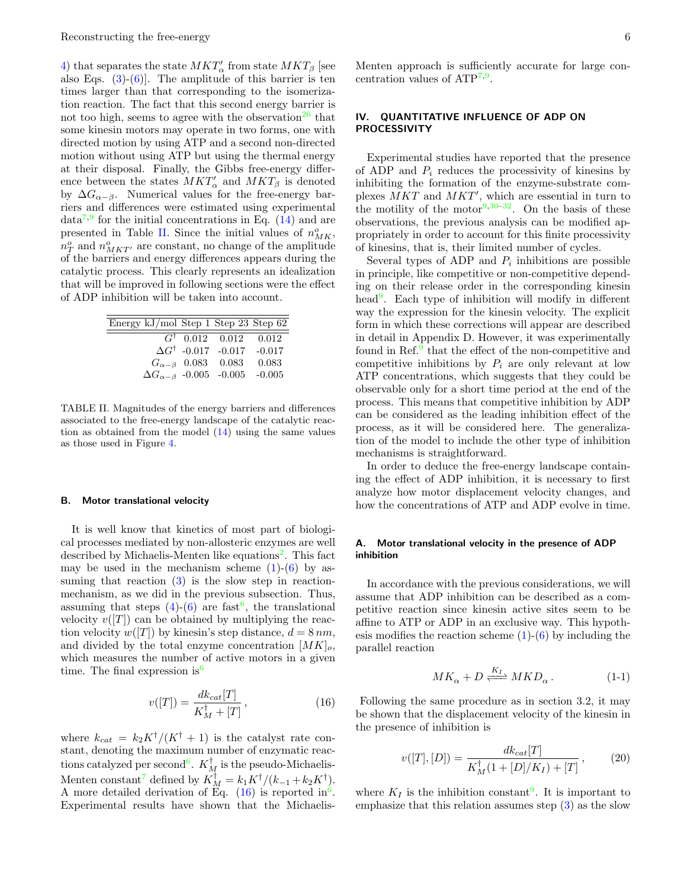4) that separates the state $MKT'_\alpha$ from state $MKT_\beta$ [see also Eqs. (3)-(6)]. The amplitude of this barrier is ten times larger than that corresponding to the isomerization reaction. The fact that this second energy barrier is not too high, seems to agree with the observation[26] that some kinesin motors may operate in two forms, one with directed motion by using ATP and a second non-directed motion without using ATP but using the thermal energy at their disposal. Finally, the Gibbs free-energy difference between the states $MKT'_\alpha$ and $MKT_\beta$ is denoted by $\Delta G_{\alpha-\beta}$. Numerical values for the free-energy barriers and differences were estimated using experimental data[7,9] for the initial concentrations in Eq. (14) and are presented in Table II. Since the initial values of $n^o_{MK}$, $n^o_T$ and $n^o_{MKT'}$ are constant, no change of the amplitude of the barriers and energy differences appears during the catalytic process. This clearly represents an idealization that will be improved in following sections were the effect of ADP inhibition will be taken into account.

| Energy kJ/mol | Step 1 | Step 23 | Step 62 |
|---|---|---|---|
| $G^\dagger$ | 0.012 | 0.012 | 0.012 |
| $\Delta G^\dagger$ | -0.017 | -0.017 | -0.017 |
| $G_{\alpha-\beta}$ | 0.083 | 0.083 | 0.083 |
| $\Delta G_{\alpha-\beta}$ | -0.005 | -0.005 | -0.005 |

TABLE II. Magnitudes of the energy barriers and differences associated to the free-energy landscape of the catalytic reaction as obtained from the model (14) using the same values as those used in Figure 4.

### B. Motor translational velocity

It is well know that kinetics of most part of biological processes mediated by non-allosteric enzymes are well described by Michaelis-Menten like equations[2]. This fact may be used in the mechanism scheme (1)-(6) by assuming that reaction (3) is the slow step in reaction-mechanism, as we did in the previous subsection. Thus, assuming that steps (4)-(6) are fast[6], the translational velocity $v([T])$ can be obtained by multiplying the reaction velocity $w([T])$ by kinesin's step distance, $d = 8\,nm$, and divided by the total enzyme concentration $[MK]_o$, which measures the number of active motors in a given time. The final expression is[6]

$$v([T]) = \frac{dk_{cat}[T]}{K^\dagger_M + [T]}, \tag{16}$$

where $k_{cat} = k_2 K^\dagger/(K^\dagger + 1)$ is the catalyst rate constant, denoting the maximum number of enzymatic reactions catalyzed per second[6]. $K^\dagger_M$ is the pseudo-Michaelis-Menten constant[7] defined by $K^\dagger_M = k_1 K^\dagger/(k_{-1} + k_2 K^\dagger)$. A more detailed derivation of Eq. (16) is reported in[6]. Experimental results have shown that the Michaelis-Menten approach is sufficiently accurate for large concentration values of ATP[7,9].

## IV. QUANTITATIVE INFLUENCE OF ADP ON PROCESSIVITY

Experimental studies have reported that the presence of ADP and $P_i$ reduces the processivity of kinesins by inhibiting the formation of the enzyme-substrate complexes $MKT$ and $MKT'$, which are essential in turn to the motility of the motor[9,30–32]. On the basis of these observations, the previous analysis can be modified appropriately in order to account for this finite processivity of kinesins, that is, their limited number of cycles.

Several types of ADP and $P_i$ inhibitions are possible in principle, like competitive or non-competitive depending on their release order in the corresponding kinesin head[9]. Each type of inhibition will modify in different way the expression for the kinesin velocity. The explicit form in which these corrections will appear are described in detail in Appendix D. However, it was experimentally found in Ref.[9] that the effect of the non-competitive and competitive inhibitions by $P_i$ are only relevant at low ATP concentrations, which suggests that they could be observable only for a short time period at the end of the process. This means that competitive inhibition by ADP can be considered as the leading inhibition effect of the process, as it will be considered here. The generalization of the model to include the other type of inhibition mechanisms is straightforward.

In order to deduce the free-energy landscape containing the effect of ADP inhibition, it is necessary to first analyze how motor displacement velocity changes, and how the concentrations of ATP and ADP evolve in time.

### A. Motor translational velocity in the presence of ADP inhibition

In accordance with the previous considerations, we will assume that ADP inhibition can be described as a competitive reaction since kinesin active sites seem to be affine to ATP or ADP in an exclusive way. This hypothesis modifies the reaction scheme (1)-(6) by including the parallel reaction

$$MK_\alpha + D \overset{K_I}{\rightleftharpoons} MKD_\alpha. \tag{1-1}$$

Following the same procedure as in section 3.2, it may be shown that the displacement velocity of the kinesin in the presence of inhibition is

$$v([T],[D]) = \frac{dk_{cat}[T]}{K^\dagger_M(1 + [D]/K_I) + [T]}, \tag{20}$$

where $K_I$ is the inhibition constant[9]. It is important to emphasize that this relation assumes step (3) as the slow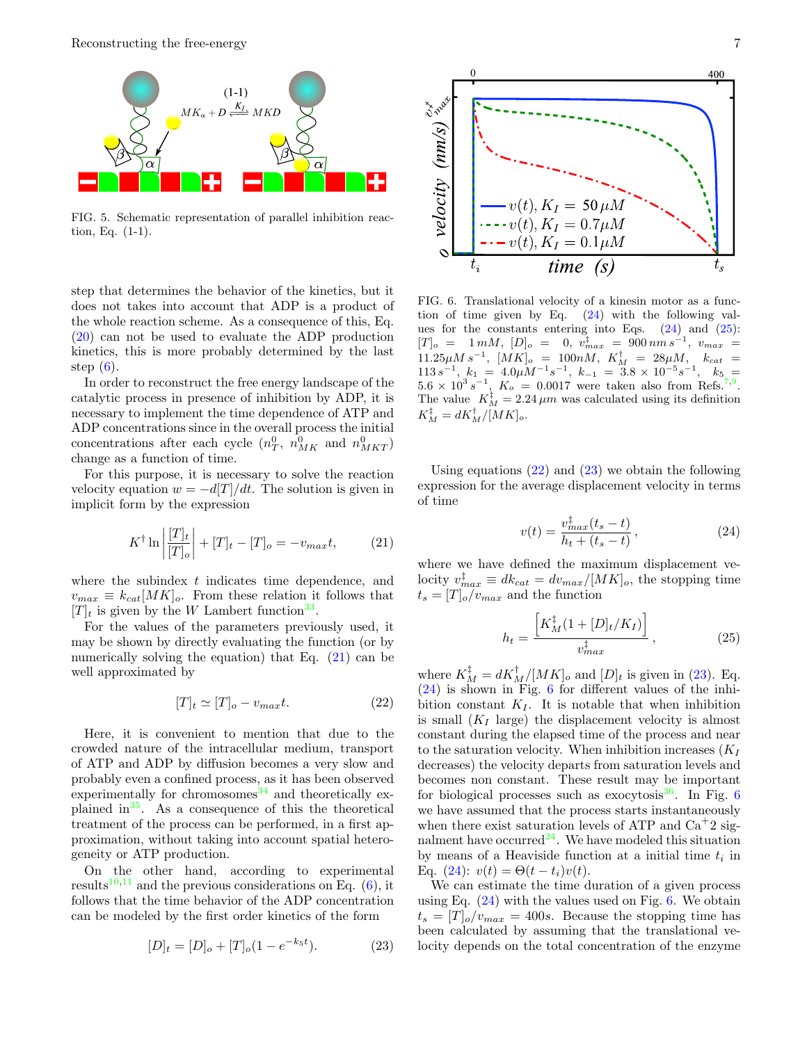FIG. 5. Schematic representation of parallel inhibition reaction, Eq. (1-1).

step that determines the behavior of the kinetics, but it does not takes into account that ADP is a product of the whole reaction scheme. As a consequence of this, Eq. (20) can not be used to evaluate the ADP production kinetics, this is more probably determined by the last step (6).

In order to reconstruct the free energy landscape of the catalytic process in presence of inhibition by ADP, it is necessary to implement the time dependence of ATP and ADP concentrations since in the overall process the initial concentrations after each cycle ($n_T^0$, $n_{MK}^0$ and $n_{MKT}^0$) change as a function of time.

For this purpose, it is necessary to solve the reaction velocity equation $w = -d[T]/dt$. The solution is given in implicit form by the expression

$$K^{\dagger} \ln \left| \frac{[T]_t}{[T]_o} \right| + [T]_t - [T]_o = -v_{max} t, \tag{21}$$

where the subindex $t$ indicates time dependence, and $v_{max} \equiv k_{cat}[MK]_o$. From these relation it follows that $[T]_t$ is given by the $W$ Lambert function[33].

For the values of the parameters previously used, it may be shown by directly evaluating the function (or by numerically solving the equation) that Eq. (21) can be well approximated by

$$[T]_t \simeq [T]_o - v_{max} t. \tag{22}$$

Here, it is convenient to mention that due to the crowded nature of the intracellular medium, transport of ATP and ADP by diffusion becomes a very slow and probably even a confined process, as it has been observed experimentally for chromosomes[34] and theoretically explained in[35]. As a consequence of this the theoretical treatment of the process can be performed, in a first approximation, without taking into account spatial heterogeneity or ATP production.

On the other hand, according to experimental results[10,11] and the previous considerations on Eq. (6), it follows that the time behavior of the ADP concentration can be modeled by the first order kinetics of the form

$$[D]_t = [D]_o + [T]_o (1 - e^{-k_5 t}). \tag{23}$$

FIG. 6. Translational velocity of a kinesin motor as a function of time given by Eq. (24) with the following values for the constants entering into Eqs. (24) and (25): $[T]_o = 1\,mM$, $[D]_o = 0$, $v^{\ddagger}_{max} = 900\,nm\,s^{-1}$, $v_{max} = 11.25\mu M\,s^{-1}$, $[MK]_o = 100nM$, $K^{\dagger}_M = 28\mu M$, $k_{cat} = 113\,s^{-1}$, $k_1 = 4.0\mu M^{-1}s^{-1}$, $k_{-1} = 3.8 \times 10^{-5}s^{-1}$, $k_5 = 5.6 \times 10^3\,s^{-1}$, $K_o = 0.0017$ were taken also from Refs.[7,9]. The value $K^{\ddagger}_M = 2.24\,\mu m$ was calculated using its definition $K^{\ddagger}_M = dK^{\dagger}_M/[MK]_o$.

Using equations (22) and (23) we obtain the following expression for the average displacement velocity in terms of time

$$v(t) = \frac{v^{\ddagger}_{max}(t_s - t)}{h_t + (t_s - t)}, \tag{24}$$

where we have defined the maximum displacement velocity $v^{\ddagger}_{max} \equiv dk_{cat} = dv_{max}/[MK]_o$, the stopping time $t_s = [T]_o/v_{max}$ and the function

$$h_t = \frac{\left[K^{\ddagger}_M(1 + [D]_t/K_I)\right]}{v^{\ddagger}_{max}}, \tag{25}$$

where $K^{\ddagger}_M = dK^{\dagger}_M/[MK]_o$ and $[D]_t$ is given in (23). Eq. (24) is shown in Fig. 6 for different values of the inhibition constant $K_I$. It is notable that when inhibition is small ($K_I$ large) the displacement velocity is almost constant during the elapsed time of the process and near to the saturation velocity. When inhibition increases ($K_I$ decreases) the velocity departs from saturation levels and becomes non constant. These result may be important for biological processes such as exocytosis[36]. In Fig. 6 we have assumed that the process starts instantaneously when there exist saturation levels of ATP and $Ca^{+}2$ signalment have occurred[24]. We have modeled this situation by means of a Heaviside function at a initial time $t_i$ in Eq. (24): $v(t) = \Theta(t - t_i)v(t)$.

We can estimate the time duration of a given process using Eq. (24) with the values used on Fig. 6. We obtain $t_s = [T]_o/v_{max} = 400s$. Because the stopping time has been calculated by assuming that the translational velocity depends on the total concentration of the enzyme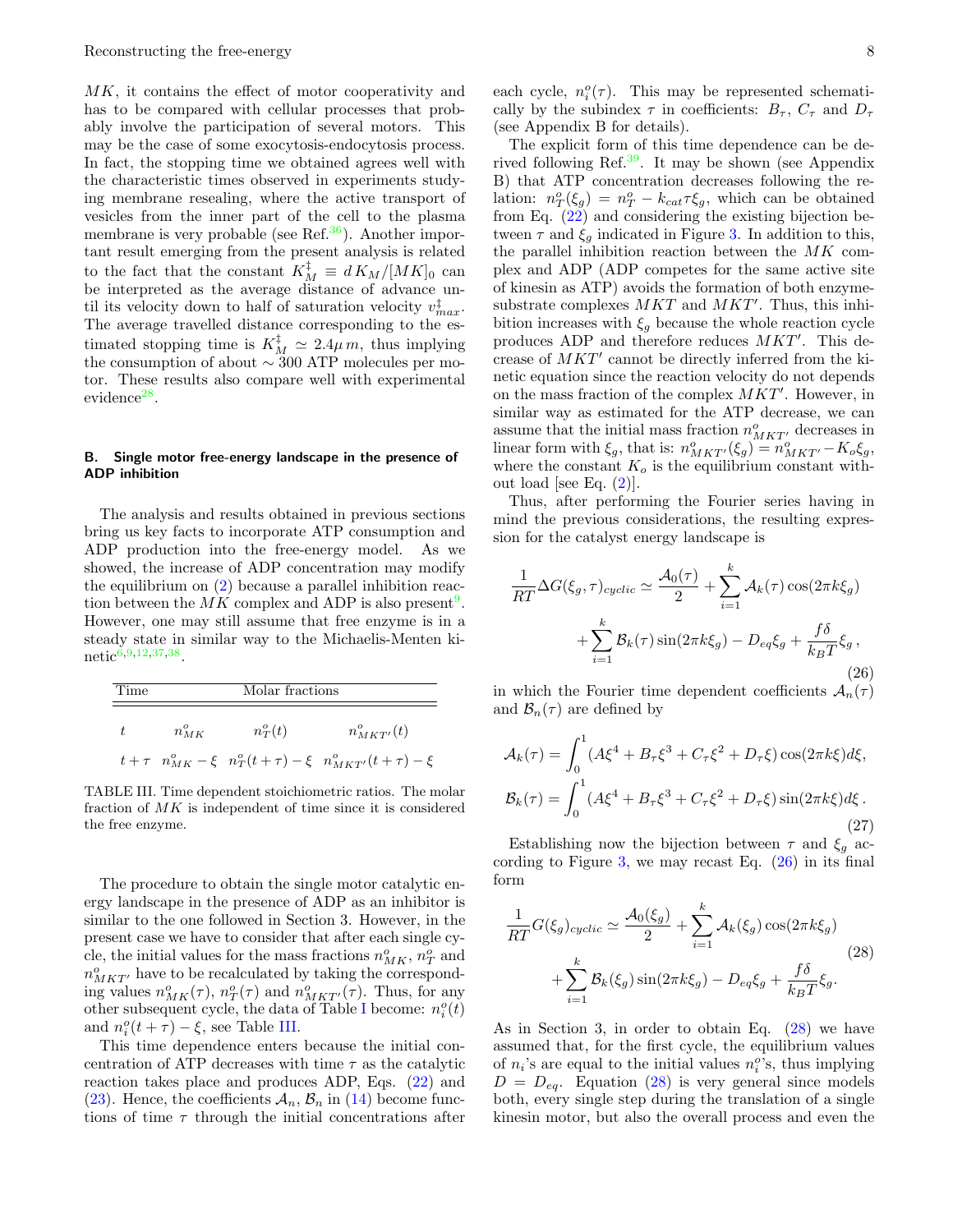$MK$, it contains the effect of motor cooperativity and has to be compared with cellular processes that probably involve the participation of several motors. This may be the case of some exocytosis-endocytosis process. In fact, the stopping time we obtained agrees well with the characteristic times observed in experiments studying membrane resealing, where the active transport of vesicles from the inner part of the cell to the plasma membrane is very probable (see Ref.[36]). Another important result emerging from the present analysis is related to the fact that the constant $K_M^{\ddagger} \equiv d\, K_M/[MK]_0$ can be interpreted as the average distance of advance until its velocity down to half of saturation velocity $v_{max}^{\ddagger}$. The average travelled distance corresponding to the estimated stopping time is $K_M^{\ddagger} \simeq 2.4 \mu m$, thus implying the consumption of about $\sim 300$ ATP molecules per motor. These results also compare well with experimental evidence[28].

### B. Single motor free-energy landscape in the presence of ADP inhibition

The analysis and results obtained in previous sections bring us key facts to incorporate ATP consumption and ADP production into the free-energy model. As we showed, the increase of ADP concentration may modify the equilibrium on (2) because a parallel inhibition reaction between the $MK$ complex and ADP is also present[9]. However, one may still assume that free enzyme is in a steady state in similar way to the Michaelis-Menten kinetic[6,9,12,37,38].

| Time | Molar fractions | | |
|---|---|---|---|
| $t$ | $n_{MK}^o$ | $n_T^o(t)$ | $n_{MKT'}^o(t)$ |
| $t+\tau$ | $n_{MK}^o - \xi$ | $n_T^o(t+\tau) - \xi$ | $n_{MKT'}^o(t+\tau) - \xi$ |

TABLE III. Time dependent stoichiometric ratios. The molar fraction of $MK$ is independent of time since it is considered the free enzyme.

The procedure to obtain the single motor catalytic energy landscape in the presence of ADP as an inhibitor is similar to the one followed in Section 3. However, in the present case we have to consider that after each single cycle, the initial values for the mass fractions $n_{MK}^o$, $n_T^o$ and $n_{MKT'}^o$ have to be recalculated by taking the corresponding values $n_{MK}^o(\tau)$, $n_T^o(\tau)$ and $n_{MKT'}^o(\tau)$. Thus, for any other subsequent cycle, the data of Table I become: $n_i^o(t)$ and $n_i^o(t+\tau) - \xi$, see Table III.

This time dependence enters because the initial concentration of ATP decreases with time $\tau$ as the catalytic reaction takes place and produces ADP, Eqs. (22) and (23). Hence, the coefficients $\mathcal{A}_n$, $\mathcal{B}_n$ in (14) become functions of time $\tau$ through the initial concentrations after each cycle, $n_i^o(\tau)$. This may be represented schematically by the subindex $\tau$ in coefficients: $B_\tau$, $C_\tau$ and $D_\tau$ (see Appendix B for details).

The explicit form of this time dependence can be derived following Ref.[39]. It may be shown (see Appendix B) that ATP concentration decreases following the relation: $n_T^o(\xi_g) = n_T^o - k_{cat}\tau\xi_g$, which can be obtained from Eq. (22) and considering the existing bijection between $\tau$ and $\xi_g$ indicated in Figure 3. In addition to this, the parallel inhibition reaction between the $MK$ complex and ADP (ADP competes for the same active site of kinesin as ATP) avoids the formation of both enzyme-substrate complexes $MKT$ and $MKT'$. Thus, this inhibition increases with $\xi_g$ because the whole reaction cycle produces ADP and therefore reduces $MKT'$. This decrease of $MKT'$ cannot be directly inferred from the kinetic equation since the reaction velocity do not depends on the mass fraction of the complex $MKT'$. However, in similar way as estimated for the ATP decrease, we can assume that the initial mass fraction $n_{MKT'}^o$ decreases in linear form with $\xi_g$, that is: $n_{MKT'}^o(\xi_g) = n_{MKT'}^o - K_o\xi_g$, where the constant $K_o$ is the equilibrium constant without load [see Eq. (2)].

Thus, after performing the Fourier series having in mind the previous considerations, the resulting expression for the catalyst energy landscape is

$$\frac{1}{RT}\Delta G(\xi_g,\tau)_{cyclic} \simeq \frac{\mathcal{A}_0(\tau)}{2} + \sum_{i=1}^{k}\mathcal{A}_k(\tau)\cos(2\pi k\xi_g) + \sum_{i=1}^{k}\mathcal{B}_k(\tau)\sin(2\pi k\xi_g) - D_{eq}\xi_g + \frac{f\delta}{k_BT}\xi_g\,, \tag{26}$$

in which the Fourier time dependent coefficients $\mathcal{A}_n(\tau)$ and $\mathcal{B}_n(\tau)$ are defined by

$$\begin{aligned}
\mathcal{A}_k(\tau) &= \int_0^1 (A\xi^4 + B_\tau\xi^3 + C_\tau\xi^2 + D_\tau\xi)\cos(2\pi k\xi)d\xi,\\
\mathcal{B}_k(\tau) &= \int_0^1 (A\xi^4 + B_\tau\xi^3 + C_\tau\xi^2 + D_\tau\xi)\sin(2\pi k\xi)d\xi\,.
\end{aligned} \tag{27}$$

Establishing now the bijection between $\tau$ and $\xi_g$ according to Figure 3, we may recast Eq. (26) in its final form

$$\frac{1}{RT}G(\xi_g)_{cyclic} \simeq \frac{\mathcal{A}_0(\xi_g)}{2} + \sum_{i=1}^{k}\mathcal{A}_k(\xi_g)\cos(2\pi k\xi_g) + \sum_{i=1}^{k}\mathcal{B}_k(\xi_g)\sin(2\pi k\xi_g) - D_{eq}\xi_g + \frac{f\delta}{k_BT}\xi_g. \tag{28}$$

As in Section 3, in order to obtain Eq. (28) we have assumed that, for the first cycle, the equilibrium values of $n_i$'s are equal to the initial values $n_i^o$'s, thus implying $D = D_{eq}$. Equation (28) is very general since models both, every single step during the translation of a single kinesin motor, but also the overall process and even the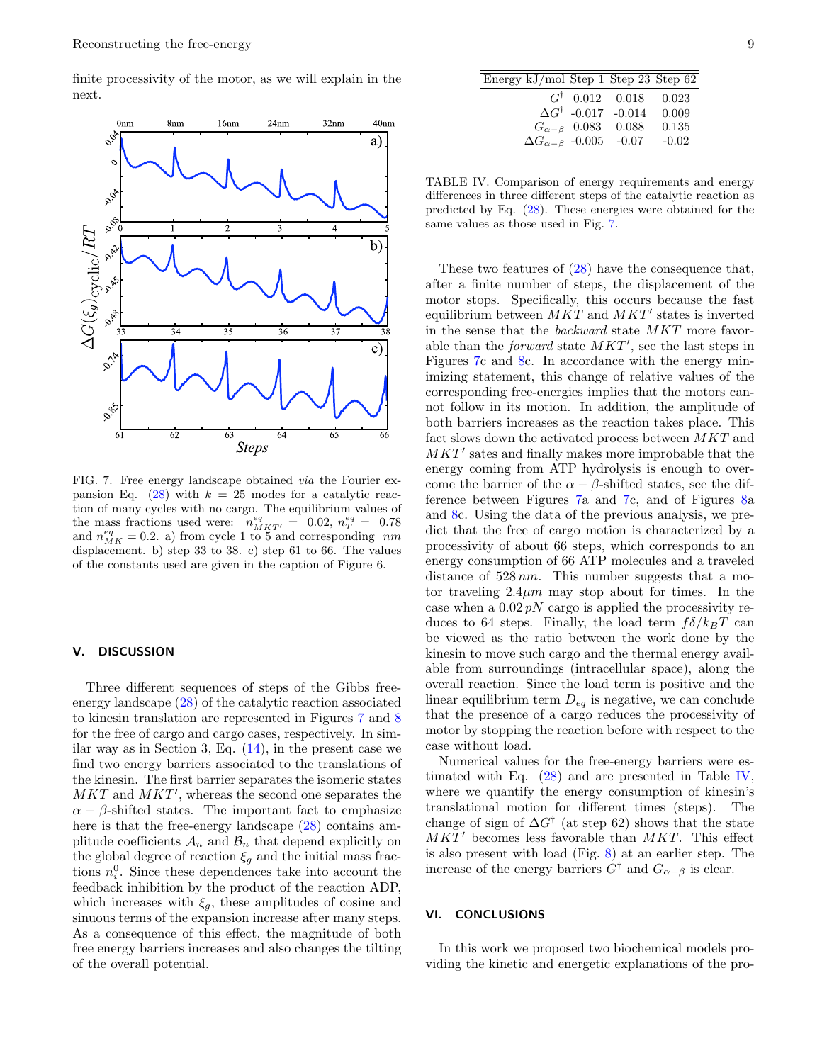finite processivity of the motor, as we will explain in the next.

FIG. 7. Free energy landscape obtained *via* the Fourier expansion Eq. (28) with $k = 25$ modes for a catalytic reaction of many cycles with no cargo. The equilibrium values of the mass fractions used were: $n^{eq}_{MKT'} = 0.02$, $n^{eq}_{T} = 0.78$ and $n^{eq}_{MK} = 0.2$. a) from cycle 1 to 5 and corresponding $nm$ displacement. b) step 33 to 38. c) step 61 to 66. The values of the constants used are given in the caption of Figure 6.

## V. DISCUSSION

Three different sequences of steps of the Gibbs free-energy landscape (28) of the catalytic reaction associated to kinesin translation are represented in Figures 7 and 8 for the free of cargo and cargo cases, respectively. In similar way as in Section 3, Eq. (14), in the present case we find two energy barriers associated to the translations of the kinesin. The first barrier separates the isomeric states $MKT$ and $MKT'$, whereas the second one separates the $\alpha-\beta$-shifted states. The important fact to emphasize here is that the free-energy landscape (28) contains amplitude coefficients $\mathcal{A}_n$ and $\mathcal{B}_n$ that depend explicitly on the global degree of reaction $\xi_g$ and the initial mass fractions $n^0_i$. Since these dependences take into account the feedback inhibition by the product of the reaction ADP, which increases with $\xi_g$, these amplitudes of cosine and sinuous terms of the expansion increase after many steps. As a consequence of this effect, the magnitude of both free energy barriers increases and also changes the tilting of the overall potential.

| Energy kJ/mol | Step 1 | Step 23 | Step 62 |
|---|---|---|---|
| $G^{\dagger}$ | 0.012 | 0.018 | 0.023 |
| $\Delta G^{\dagger}$ | -0.017 | -0.014 | 0.009 |
| $G_{\alpha-\beta}$ | 0.083 | 0.088 | 0.135 |
| $\Delta G_{\alpha-\beta}$ | -0.005 | -0.07 | -0.02 |

TABLE IV. Comparison of energy requirements and energy differences in three different steps of the catalytic reaction as predicted by Eq. (28). These energies were obtained for the same values as those used in Fig. 7.

These two features of (28) have the consequence that, after a finite number of steps, the displacement of the motor stops. Specifically, this occurs because the fast equilibrium between $MKT$ and $MKT'$ states is inverted in the sense that the *backward* state $MKT$ more favorable than the *forward* state $MKT'$, see the last steps in Figures 7c and 8c. In accordance with the energy minimizing statement, this change of relative values of the corresponding free-energies implies that the motors cannot follow in its motion. In addition, the amplitude of both barriers increases as the reaction takes place. This fact slows down the activated process between $MKT$ and $MKT'$ sates and finally makes more improbable that the energy coming from ATP hydrolysis is enough to overcome the barrier of the $\alpha-\beta$-shifted states, see the difference between Figures 7a and 7c, and of Figures 8a and 8c. Using the data of the previous analysis, we predict that the free of cargo motion is characterized by a processivity of about 66 steps, which corresponds to an energy consumption of 66 ATP molecules and a traveled distance of $528\,nm$. This number suggests that a motor traveling $2.4\mu m$ may stop about for times. In the case when a $0.02\,pN$ cargo is applied the processivity reduces to 64 steps. Finally, the load term $f\delta/k_BT$ can be viewed as the ratio between the work done by the kinesin to move such cargo and the thermal energy available from surroundings (intracellular space), along the overall reaction. Since the load term is positive and the linear equilibrium term $D_{eq}$ is negative, we can conclude that the presence of a cargo reduces the processivity of motor by stopping the reaction before with respect to the case without load.

Numerical values for the free-energy barriers were estimated with Eq. (28) and are presented in Table IV, where we quantify the energy consumption of kinesin's translational motion for different times (steps). The change of sign of $\Delta G^{\dagger}$ (at step 62) shows that the state $MKT'$ becomes less favorable than $MKT$. This effect is also present with load (Fig. 8) at an earlier step. The increase of the energy barriers $G^{\dagger}$ and $G_{\alpha-\beta}$ is clear.

## VI. CONCLUSIONS

In this work we proposed two biochemical models providing the kinetic and energetic explanations of the pro-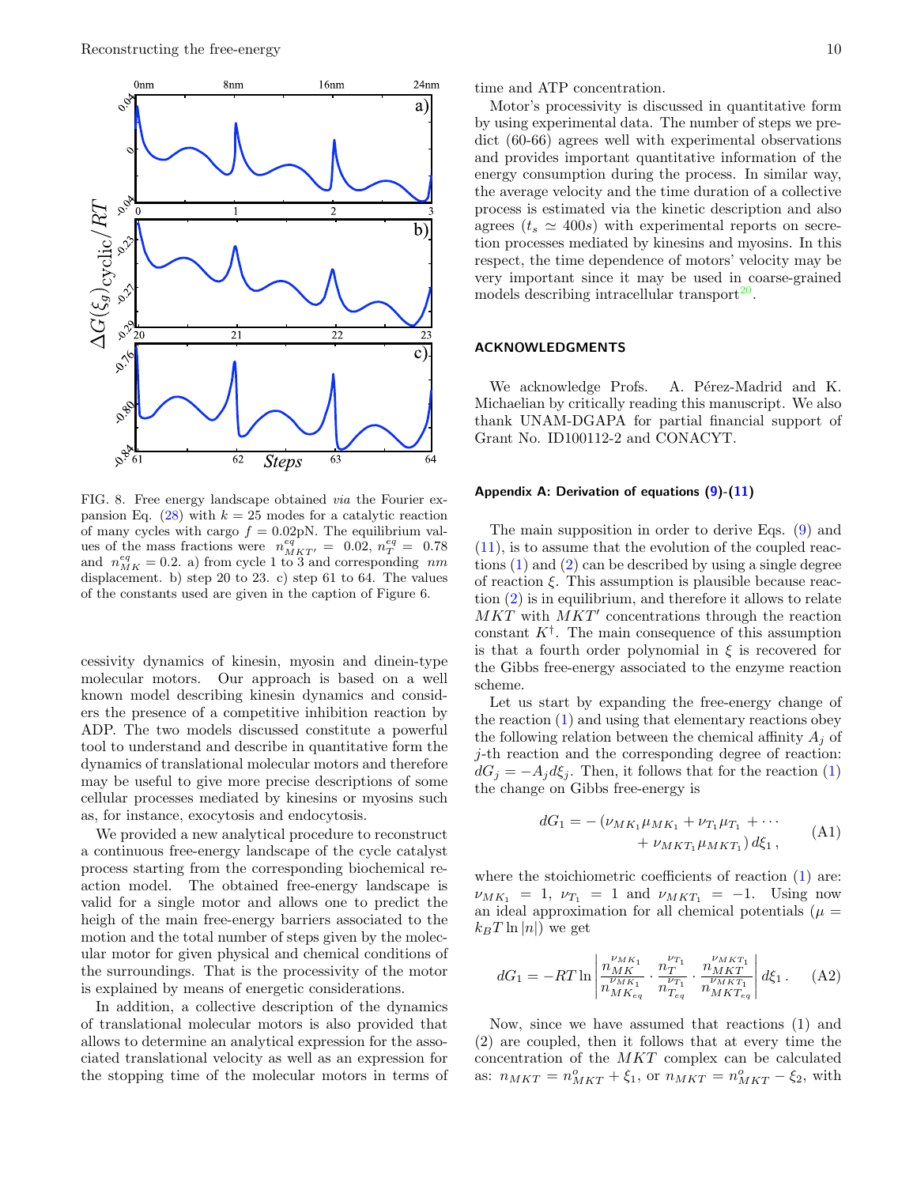FIG. 8. Free energy landscape obtained *via* the Fourier expansion Eq. (28) with $k = 25$ modes for a catalytic reaction of many cycles with cargo $f = 0.02$pN. The equilibrium values of the mass fractions were $n^{eq}_{MKT'} = 0.02$, $n^{eq}_{T} = 0.78$ and $n^{eq}_{MK} = 0.2$. a) from cycle 1 to 3 and corresponding $nm$ displacement. b) step 20 to 23. c) step 61 to 64. The values of the constants used are given in the caption of Figure 6.

cessivity dynamics of kinesin, myosin and dinein-type molecular motors. Our approach is based on a well known model describing kinesin dynamics and considers the presence of a competitive inhibition reaction by ADP. The two models discussed constitute a powerful tool to understand and describe in quantitative form the dynamics of translational molecular motors and therefore may be useful to give more precise descriptions of some cellular processes mediated by kinesins or myosins such as, for instance, exocytosis and endocytosis.

We provided a new analytical procedure to reconstruct a continuous free-energy landscape of the cycle catalyst process starting from the corresponding biochemical reaction model. The obtained free-energy landscape is valid for a single motor and allows one to predict the heigh of the main free-energy barriers associated to the motion and the total number of steps given by the molecular motor for given physical and chemical conditions of the surroundings. That is the processivity of the motor is explained by means of energetic considerations.

In addition, a collective description of the dynamics of translational molecular motors is also provided that allows to determine an analytical expression for the associated translational velocity as well as an expression for the stopping time of the molecular motors in terms of time and ATP concentration.

Motor's processivity is discussed in quantitative form by using experimental data. The number of steps we predict (60-66) agrees well with experimental observations and provides important quantitative information of the energy consumption during the process. In similar way, the average velocity and the time duration of a collective process is estimated via the kinetic description and also agrees ($t_s \simeq 400s$) with experimental reports on secretion processes mediated by kinesins and myosins. In this respect, the time dependence of motors' velocity may be very important since it may be used in coarse-grained models describing intracellular transport[20].

## ACKNOWLEDGMENTS

We acknowledge Profs. A. Pérez-Madrid and K. Michaelian by critically reading this manuscript. We also thank UNAM-DGAPA for partial financial support of Grant No. ID100112-2 and CONACYT.

### Appendix A: Derivation of equations (9)-(11)

The main supposition in order to derive Eqs. (9) and (11), is to assume that the evolution of the coupled reactions (1) and (2) can be described by using a single degree of reaction $\xi$. This assumption is plausible because reaction (2) is in equilibrium, and therefore it allows to relate $MKT$ with $MKT'$ concentrations through the reaction constant $K^{\dagger}$. The main consequence of this assumption is that a fourth order polynomial in $\xi$ is recovered for the Gibbs free-energy associated to the enzyme reaction scheme.

Let us start by expanding the free-energy change of the reaction (1) and using that elementary reactions obey the following relation between the chemical affinity $A_j$ of $j$-th reaction and the corresponding degree of reaction: $dG_j = -A_j d\xi_j$. Then, it follows that for the reaction (1) the change on Gibbs free-energy is

$$dG_1 = -\left(\nu_{MK_1}\mu_{MK_1} + \nu_{T_1}\mu_{T_1} + \cdots + \nu_{MKT_1}\mu_{MKT_1}\right) d\xi_1 \,, \tag{A1}$$

where the stoichiometric coefficients of reaction (1) are: $\nu_{MK_1} = 1$, $\nu_{T_1} = 1$ and $\nu_{MKT_1} = -1$. Using now an ideal approximation for all chemical potentials ($\mu = k_B T \ln |n|$) we get

$$dG_1 = -RT \ln \left| \frac{n_{MK}^{\nu_{MK_1}}}{n_{MK_{eq}}^{\nu_{MK_1}}} \cdot \frac{n_{T}^{\nu_{T_1}}}{n_{T_{eq}}^{\nu_{T_1}}} \cdot \frac{n_{MKT}^{\nu_{MKT_1}}}{n_{MKT_{eq}}^{\nu_{MKT_1}}} \right| d\xi_1 \,. \tag{A2}$$

Now, since we have assumed that reactions (1) and (2) are coupled, then it follows that at every time the concentration of the $MKT$ complex can be calculated as: $n_{MKT} = n^{o}_{MKT} + \xi_1$, or $n_{MKT} = n^{o}_{MKT} - \xi_2$, with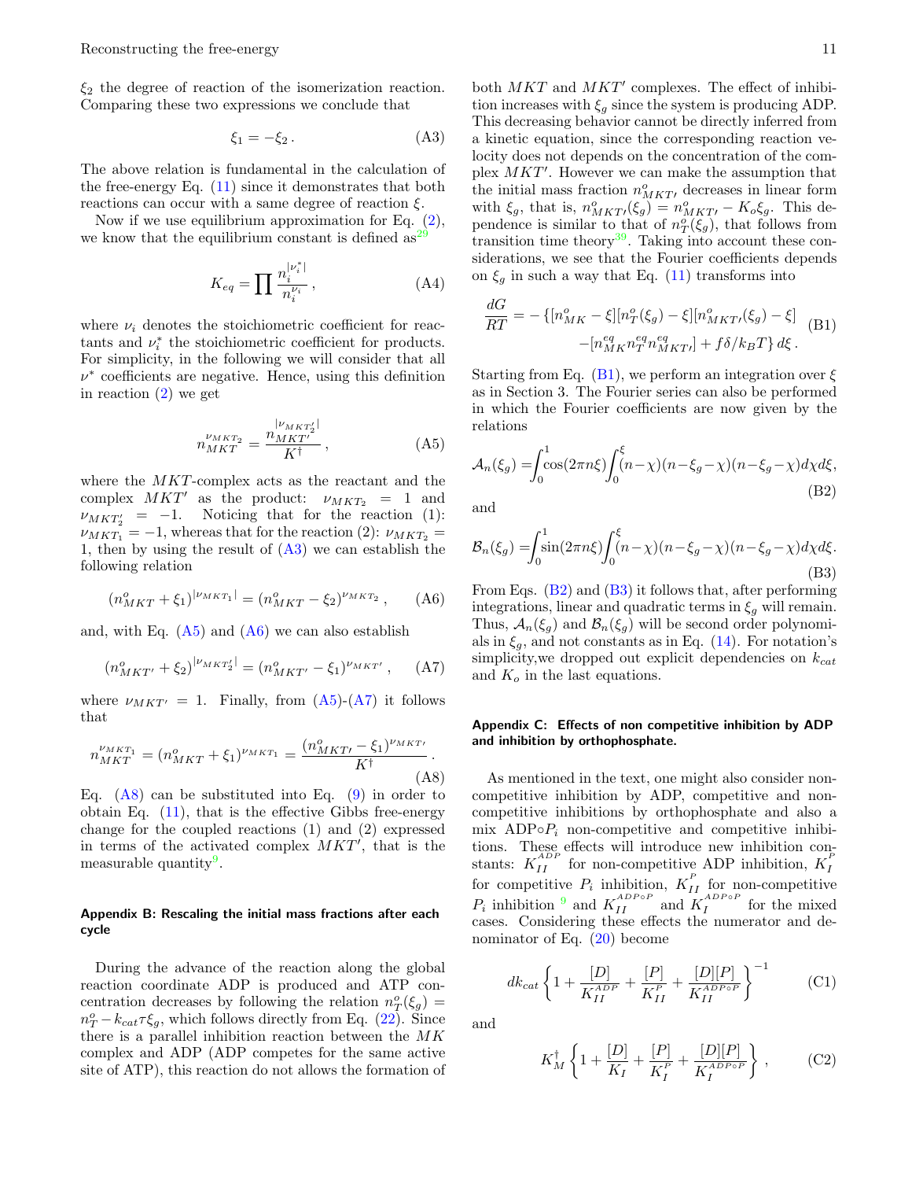$\xi_2$ the degree of reaction of the isomerization reaction. Comparing these two expressions we conclude that

$$\xi_1 = -\xi_2 \,. \tag{A3}$$

The above relation is fundamental in the calculation of the free-energy Eq. (11) since it demonstrates that both reactions can occur with a same degree of reaction $\xi$.

Now if we use equilibrium approximation for Eq. (2), we know that the equilibrium constant is defined as[29]

$$K_{eq} = \prod \frac{n_i^{|\nu_i^*|}}{n_i^{\nu_i}} \,, \tag{A4}$$

where $\nu_i$ denotes the stoichiometric coefficient for reactants and $\nu_i^*$ the stoichiometric coefficient for products. For simplicity, in the following we will consider that all $\nu^*$ coefficients are negative. Hence, using this definition in reaction (2) we get

$$n_{MKT}^{\nu_{MKT_2}} = \frac{n_{MKT'}^{|\nu_{MKT_2'}|}}{K^\dagger} \,, \tag{A5}$$

where the $MKT$-complex acts as the reactant and the complex $MKT'$ as the product: $\nu_{MKT_2} = 1$ and $\nu_{MKT_2'} = -1$. Noticing that for the reaction (1): $\nu_{MKT_1} = -1$, whereas that for the reaction (2): $\nu_{MKT_2} = 1$, then by using the result of (A3) we can establish the following relation

$$(n_{MKT}^o + \xi_1)^{|\nu_{MKT_1}|} = (n_{MKT}^o - \xi_2)^{\nu_{MKT_2}} \,, \tag{A6}$$

and, with Eq. (A5) and (A6) we can also establish

$$(n_{MKT'}^o + \xi_2)^{|\nu_{MKT_2'}|} = (n_{MKT'}^o - \xi_1)^{\nu_{MKT'}} \,, \tag{A7}$$

where $\nu_{MKT'} = 1$. Finally, from (A5)-(A7) it follows that

$$n_{MKT}^{\nu_{MKT_1}} = (n_{MKT}^o + \xi_1)^{\nu_{MKT_1}} = \frac{(n_{MKT'}^o - \xi_1)^{\nu_{MKT'}}}{K^\dagger} \,. \tag{A8}$$

Eq. (A8) can be substituted into Eq. (9) in order to obtain Eq. (11), that is the effective Gibbs free-energy change for the coupled reactions (1) and (2) expressed in terms of the activated complex $MKT'$, that is the measurable quantity[9].

### Appendix B: Rescaling the initial mass fractions after each cycle

During the advance of the reaction along the global reaction coordinate ADP is produced and ATP concentration decreases by following the relation $n_T^o(\xi_g) = n_T^o - k_{cat}\tau\xi_g$, which follows directly from Eq. (22). Since there is a parallel inhibition reaction between the $MK$ complex and ADP (ADP competes for the same active site of ATP), this reaction do not allows the formation of both $MKT$ and $MKT'$ complexes. The effect of inhibition increases with $\xi_g$ since the system is producing ADP. This decreasing behavior cannot be directly inferred from a kinetic equation, since the corresponding reaction velocity does not depends on the concentration of the complex $MKT'$. However we can make the assumption that the initial mass fraction $n_{MKT'}^o$ decreases in linear form with $\xi_g$, that is, $n_{MKT'}^o(\xi_g) = n_{MKT'}^o - K_o\xi_g$. This dependence is similar to that of $n_T^o(\xi_g)$, that follows from transition time theory[39]. Taking into account these considerations, we see that the Fourier coefficients depends on $\xi_g$ in such a way that Eq. (11) transforms into

$$\begin{aligned}\frac{dG}{RT} = -\{&[n_{MK}^o - \xi][n_T^o(\xi_g) - \xi][n_{MKT'}^o(\xi_g) - \xi] \\ &-[n_{MK}^{eq} n_T^{eq} n_{MKT'}^{eq}] + f\delta/k_BT\}\, d\xi \,.\end{aligned} \tag{B1}$$

Starting from Eq. (B1), we perform an integration over $\xi$ as in Section 3. The Fourier series can also be performed in which the Fourier coefficients are now given by the relations

$$\mathcal{A}_n(\xi_g) = \int_0^1 \cos(2\pi n\xi) \int_0^\xi (n-\chi)(n-\xi_g-\chi)(n-\xi_g-\chi)\, d\chi\, d\xi, \tag{B2}$$

and

$$\mathcal{B}_n(\xi_g) = \int_0^1 \sin(2\pi n\xi) \int_0^\xi (n-\chi)(n-\xi_g-\chi)\, d\chi\, d\xi. \tag{B3}$$

From Eqs. (B2) and (B3) it follows that, after performing integrations, linear and quadratic terms in $\xi_g$ will remain. Thus, $\mathcal{A}_n(\xi_g)$ and $\mathcal{B}_n(\xi_g)$ will be second order polynomials in $\xi_g$, and not constants as in Eq. (14). For notation's simplicity,we dropped out explicit dependencies on $k_{cat}$ and $K_o$ in the last equations.

### Appendix C: Effects of non competitive inhibition by ADP and inhibition by orthophosphate.

As mentioned in the text, one might also consider noncompetitive inhibition by ADP, competitive and noncompetitive inhibitions by orthophosphate and also a mix ADP$\circ P_i$ non-competitive and competitive inhibitions. These effects will introduce new inhibition constants: $K_{II}^{ADP}$ for non-competitive ADP inhibition, $K_I^P$ for competitive $P_i$ inhibition, $K_{II}^P$ for non-competitive $P_i$ inhibition [9] and $K_{II}^{ADP\circ P}$ and $K_I^{ADP\circ P}$ for the mixed cases. Considering these effects the numerator and denominator of Eq. (20) become

$$dk_{cat}\left\{1 + \frac{[D]}{K_{II}^{ADP}} + \frac{[P]}{K_{II}^{P}} + \frac{[D][P]}{K_{II}^{ADP\circ P}}\right\}^{-1} \tag{C1}$$

and

$$K_M^\dagger\left\{1 + \frac{[D]}{K_I} + \frac{[P]}{K_I^P} + \frac{[D][P]}{K_I^{ADP\circ P}}\right\} \,, \tag{C2}$$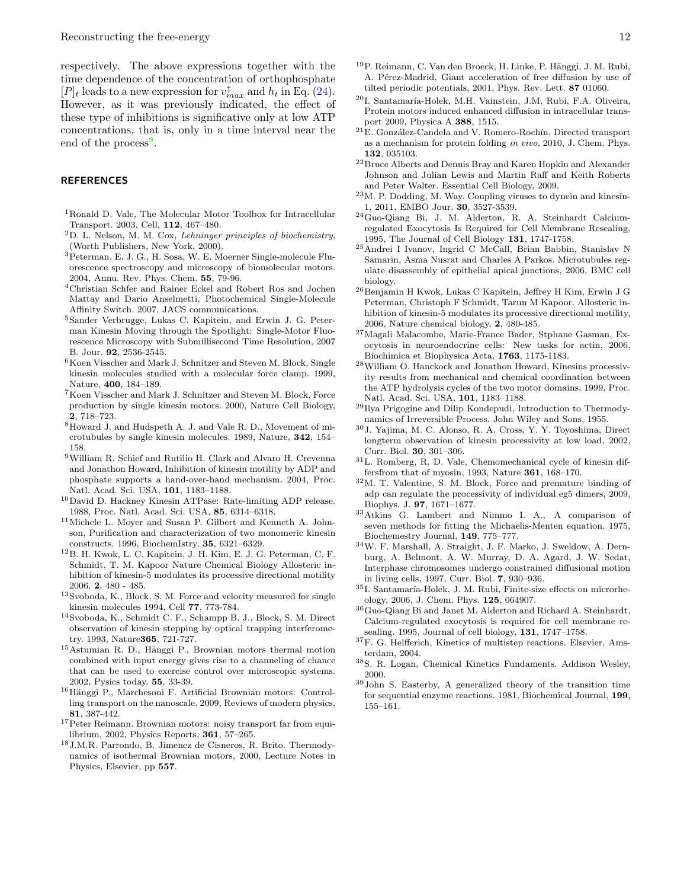respectively. The above expressions together with the time dependence of the concentration of orthophosphate $[P]_t$ leads to a new expression for $v_{max}^{\ddagger}$ and $h_t$ in Eq. (24). However, as it was previously indicated, the effect of these type of inhibitions is significative only at low ATP concentrations, that is, only in a time interval near the end of the process[9].

## REFERENCES

[1] Ronald D. Vale, The Molecular Motor Toolbox for Intracellular Transport. 2003, Cell, **112**, 467–480.

[2] D. L. Nelson, M. M. Cox, *Lehninger principles of biochemistry*, (Worth Publishers, New York, 2000).

[3] Peterman, E. J. G., H. Sosa, W. E. Moerner Single-molecule Fluorescence spectroscopy and microscopy of biomolecular motors. 2004, Annu. Rev. Phys. Chem. **55**, 79-96.

[4] Christian Schfer and Rainer Eckel and Robert Ros and Jochen Mattay and Dario Anselmetti, Photochemical Single-Molecule Affinity Switch. 2007, JACS communications.

[5] Sander Verbrugge, Lukas C. Kapitein, and Erwin J. G. Peterman Kinesin Moving through the Spotlight: Single-Motor Fluorescence Microscopy with Submillisecond Time Resolution, 2007 B. Jour. **92**, 2536-2545.

[6] Koen Visscher and Mark J. Schnitzer and Steven M. Block, Single kinesin molecules studied with a molecular force clamp. 1999, Nature, **400**, 184–189.

[7] Koen Visscher and Mark J. Schnitzer and Steven M. Block, Force production by single kinesin motors. 2000, Nature Cell Biology, **2**, 718–723.

[8] Howard J. and Hudspeth A. J. and Vale R. D., Movement of microtubules by single kinesin molecules. 1989, Nature, **342**, 154–158.

[9] William R. Schief and Rutilio H. Clark and Alvaro H. Crevenna and Jonathon Howard, Inhibition of kinesin motility by ADP and phosphate supports a hand-over-hand mechanism. 2004, Proc. Natl. Acad. Sci. USA, **101**, 1183–1188.

[10] David D. Hackney Kinesin ATPase: Rate-limiting ADP release. 1988, Proc. Natl. Acad. Sci. USA, **85**, 6314–6318.

[11] Michele L. Moyer and Susan P. Gilbert and Kenneth A. Johnson, Purification and characterization of two monomeric kinesin constructs. 1996, BiochemIstry, **35**, 6321–6329.

[12] B. H. Kwok, L. C. Kapitein, J. H. Kim, E. J. G. Peterman, C. F. Schmidt, T. M. Kapoor Nature Chemical Biology Allosteric inhibition of kinesin-5 modulates its processive directional motility 2006, **2**, 480 - 485.

[13] Svoboda, K., Block, S. M. Force and velocity measured for single kinesin molecules 1994, Cell **77**, 773-784.

[14] Svoboda, K., Schmidt C. F., Schampp B. J., Block, S. M. Direct observation of kinesin stepping by optical trapping interferometry. 1993, Nature**365**, 721-727.

[15] Astumian R. D., Hänggi P., Brownian motors thermal motion combined with input energy gives rise to a channeling of chance that can be used to exercise control over microscopic systems. 2002, Pysics today. **55**, 33-39.

[16] Hänggi P., Marchesoni F. Artificial Brownian motors: Controlling transport on the nanoscale. 2009, Reviews of modern physics, **81**, 387-442.

[17] Peter Reimann. Brownian motors: noisy transport far from equilibrium, 2002, Physics Reports, **361**, 57–265.

[18] J.M.R. Parrondo, B. Jimenez de Cisneros, R. Brito. Thermodynamics of isothermal Brownian motors, 2000, Lecture Notes in Physics, Elsevier, pp **557**.

[19] P. Reimann, C. Van den Broeck, H. Linke, P. Hänggi, J. M. Rubi, A. Pérez-Madrid, Giant acceleration of free diffusion by use of tilted periodic potentials, 2001, Phys. Rev. Lett. **87** 01060.

[20] I. Santamaría-Holek, M.H. Vainstein, J.M. Rubi, F.A. Oliveira, Protein motors induced enhanced diffusion in intracellular transport 2009, Physica A **388**, 1515.

[21] E. González-Candela and V. Romero-Rochín, Directed transport as a mechanism for protein folding *in vivo*, 2010, J. Chem. Phys. **132**, 035103.

[22] Bruce Alberts and Dennis Bray and Karen Hopkin and Alexander Johnson and Julian Lewis and Martin Raff and Keith Roberts and Peter Walter. Essential Cell Biology, 2009.

[23] M. P. Dodding, M. Way. Coupling viruses to dynein and kinesin-1, 2011, EMBO Jour. **30**, 3527-3539.

[24] Guo-Qiang Bi, J. M. Alderton, R. A. Steinhardt Calcium-regulated Exocytosis Is Required for Cell Membrane Resealing, 1995, The Journal of Cell Biology **131**, 1747-1758.

[25] Andrei I Ivanov, Ingrid C McCall, Brian Babbin, Stanislav N Samarin, Asma Nusrat and Charles A Parkos. Microtubules regulate disassembly of epithelial apical junctions, 2006, BMC cell biology.

[26] Benjamin H Kwok, Lukas C Kapitein, Jeffrey H Kim, Erwin J G Peterman, Christoph F Schmidt, Tarun M Kapoor. Allosteric inhibition of kinesin-5 modulates its processive directional motility, 2006, Nature chemical biology, **2**, 480-485.

[27] Magali Malacombe, Marie-France Bader, Stphane Gasman, Exocytosis in neuroendocrine cells: New tasks for actin, 2006, Biochimica et Biophysica Acta, **1763**, 1175-1183.

[28] William O. Hanckock and Jonathon Howard, Kinesins processivity results from mechanical and chemical coordination between the ATP hydrolysis cycles of the two motor domains, 1999, Proc. Natl. Acad. Sci. USA, **101**, 1183–1188.

[29] Ilya Prigogine and Dilip Kondepudi, Introduction to Thermodynamics of Irreversible Process. John Wiley and Sons, 1955.

[30] J. Yajima, M. C. Alonso, R. A. Cross, Y. Y. Toyoshima, Direct longterm observation of kinesin processivity at low load, 2002, Curr. Biol. **30**, 301–306.

[31] L. Romberg, R. D. Vale, Chemomechanical cycle of kinesin differsfrom that of myosin, 1993, Nature **361**, 168–170.

[32] M. T. Valentine, S. M. Block, Force and premature binding of adp can regulate the processivity of individual eg5 dimers, 2009, Biophys. J. **97**, 1671–1677.

[33] Atkins G. Lambert and Nimmo I. A., A comparison of seven methods for fitting the Michaelis-Menten equation. 1975, Biochemestry Journal, **149**, 775–777.

[34] W. F. Marshall, A. Straight, J. F. Marko, J. Sweldow, A. Dernburg, A. Belmont, A. W. Murray, D. A. Agard, J. W. Sedat, Interphase chromosomes undergo constrained diffusional motion in living cells, 1997, Curr. Biol. **7**, 930–936.

[35] I. Santamaría-Holek, J. M. Rubi, Finite-size effects on microrheology, 2006, J. Chem. Phys. **125**, 064907.

[36] Guo-Qiang Bi and Janet M. Alderton and Richard A. Steinhardt, Calcium-regulated exocytosis is required for cell membrane resealing. 1995, Journal of cell biology, **131**, 1747–1758.

[37] F. G. Helfferich, Kinetics of multistep reactions. Elsevier, Amsterdam, 2004.

[38] S. R. Logan, Chemical Kinetics Fundaments. Addison Wesley, 2000.

[39] John S. Easterby, A generalized theory of the transition time for sequential enzyme reactions. 1981, Biochemical Journal, **199**, 155–161.